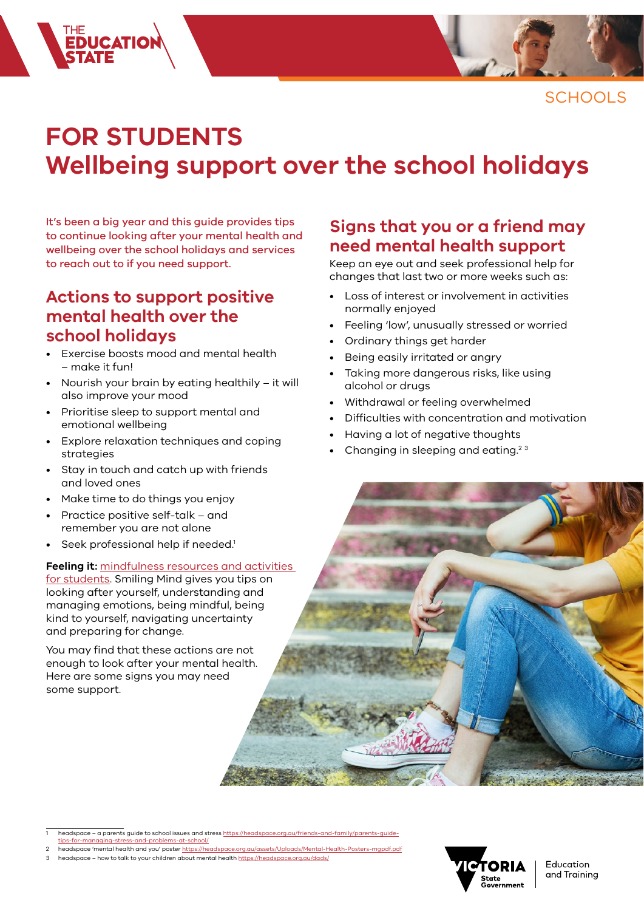SCHOOLS

# FOR STUDENTS
# Wellbeing support over the school holidays

It's been a big year and this guide provides tips to continue looking after your mental health and wellbeing over the school holidays and services to reach out to if you need support.

## Actions to support positive mental health over the school holidays

- Exercise boosts mood and mental health – make it fun!
- Nourish your brain by eating healthily – it will also improve your mood
- Prioritise sleep to support mental and emotional wellbeing
- Explore relaxation techniques and coping strategies
- Stay in touch and catch up with friends and loved ones
- Make time to do things you enjoy
- Practice positive self-talk – and remember you are not alone
- Seek professional help if needed.[1]

**Feeling it:** [mindfulness resources and activities for students](). Smiling Mind gives you tips on looking after yourself, understanding and managing emotions, being mindful, being kind to yourself, navigating uncertainty and preparing for change.

You may find that these actions are not enough to look after your mental health. Here are some signs you may need some support.

## Signs that you or a friend may need mental health support

Keep an eye out and seek professional help for changes that last two or more weeks such as:

- Loss of interest or involvement in activities normally enjoyed
- Feeling 'low', unusually stressed or worried
- Ordinary things get harder
- Being easily irritated or angry
- Taking more dangerous risks, like using alcohol or drugs
- Withdrawal or feeling overwhelmed
- Difficulties with concentration and motivation
- Having a lot of negative thoughts
- Changing in sleeping and eating.[2 3]

---

1 headspace – a parents guide to school issues and stress https://headspace.org.au/friends-and-family/parents-guide-tips-for-managing-stress-and-problems-at-school/

2 headspace 'mental health and you' poster https://headspace.org.au/assets/Uploads/Mental-Health-Posters-mgpdf.pdf

3 headspace – how to talk to your children about mental health https://headspace.org.au/dads/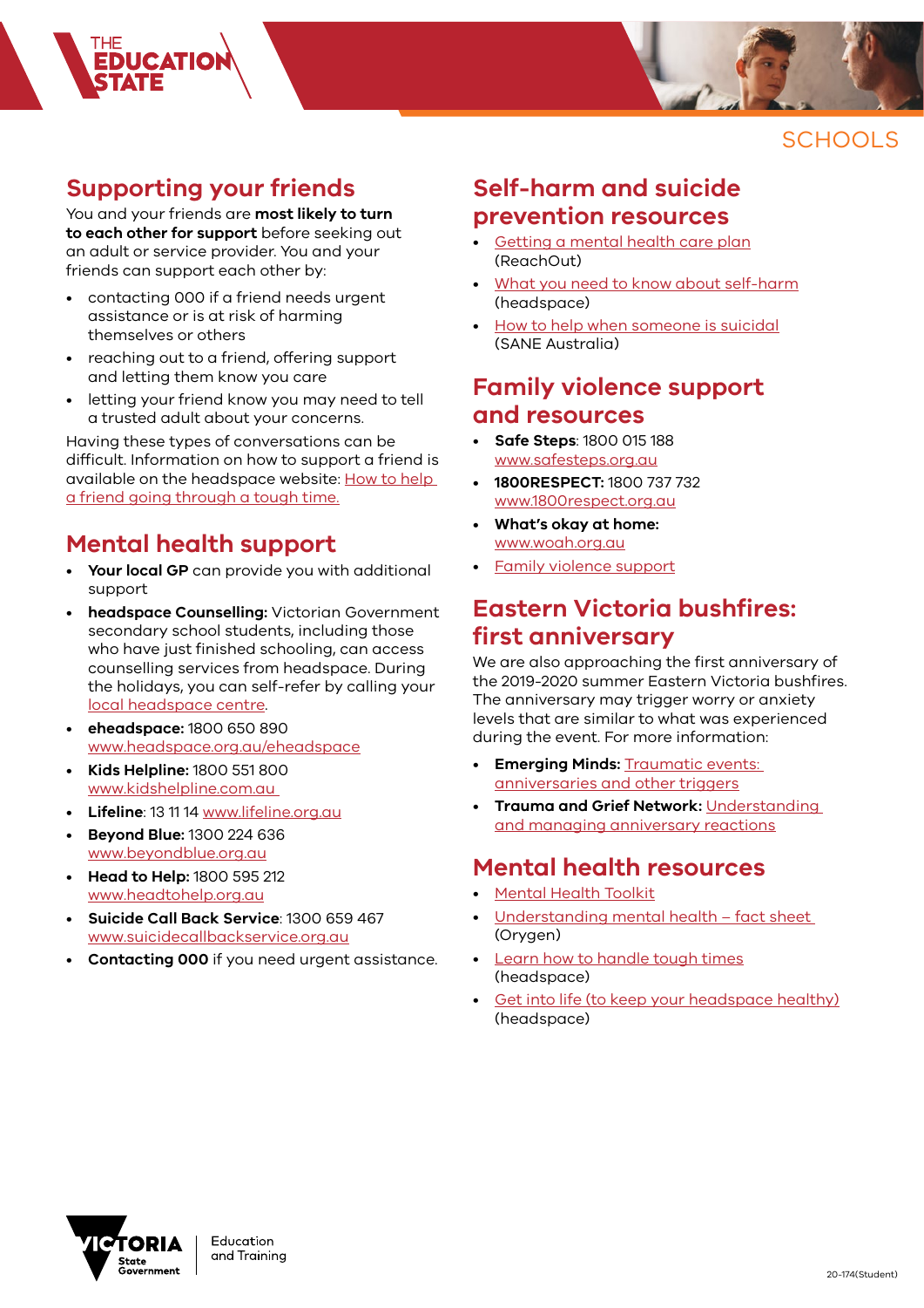## Supporting your friends

You and your friends are **most likely to turn to each other for support** before seeking out an adult or service provider. You and your friends can support each other by:

- contacting 000 if a friend needs urgent assistance or is at risk of harming themselves or others
- reaching out to a friend, offering support and letting them know you care
- letting your friend know you may need to tell a trusted adult about your concerns.

Having these types of conversations can be difficult. Information on how to support a friend is available on the headspace website: How to help a friend going through a tough time.

## Mental health support

- **Your local GP** can provide you with additional support
- **headspace Counselling:** Victorian Government secondary school students, including those who have just finished schooling, can access counselling services from headspace. During the holidays, you can self-refer by calling your local headspace centre.
- **eheadspace:** 1800 650 890 www.headspace.org.au/eheadspace
- **Kids Helpline:** 1800 551 800 www.kidshelpline.com.au
- **Lifeline**: 13 11 14 www.lifeline.org.au
- **Beyond Blue:** 1300 224 636 www.beyondblue.org.au
- **Head to Help:** 1800 595 212 www.headtohelp.org.au
- **Suicide Call Back Service**: 1300 659 467 www.suicidecallbackservice.org.au
- **Contacting 000** if you need urgent assistance.

## Self-harm and suicide prevention resources

- Getting a mental health care plan (ReachOut)
- What you need to know about self-harm (headspace)
- How to help when someone is suicidal (SANE Australia)

## Family violence support and resources

- **Safe Steps**: 1800 015 188 www.safesteps.org.au
- **1800RESPECT:** 1800 737 732 www.1800respect.org.au
- **What's okay at home:** www.woah.org.au
- Family violence support

## Eastern Victoria bushfires: first anniversary

We are also approaching the first anniversary of the 2019-2020 summer Eastern Victoria bushfires. The anniversary may trigger worry or anxiety levels that are similar to what was experienced during the event. For more information:

- **Emerging Minds:** Traumatic events: anniversaries and other triggers
- **Trauma and Grief Network:** Understanding and managing anniversary reactions

## Mental health resources

- Mental Health Toolkit
- Understanding mental health – fact sheet (Orygen)
- Learn how to handle tough times (headspace)
- Get into life (to keep your headspace healthy) (headspace)

20-174(Student)